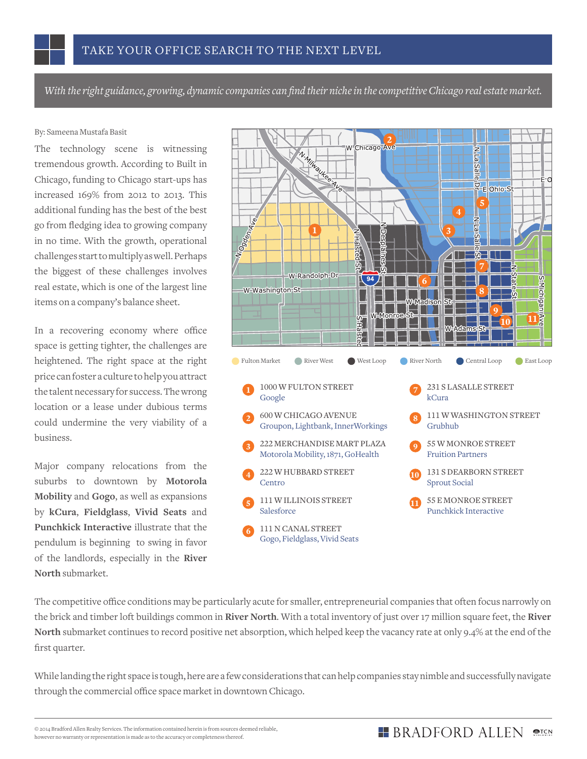# TAKE YOUR OFFICE SEARCH TO THE NEXT LEVEL

*With the right guidance, growing, dynamic companies can find their niche in the competitive Chicago real estate market.*

By: Sameena Mustafa Basit

The technology scene is witnessing tremendous growth. According to Built in Chicago, funding to Chicago start-ups has increased 169% from 2012 to 2013. This additional funding has the best of the best go from fledging idea to growing company in no time. With the growth, operational challenges start to multiply as well. Perhaps the biggest of these challenges involves real estate, which is one of the largest line items on a company's balance sheet.

In a recovering economy where office space is getting tighter, the challenges are heightened. The right space at the right price can foster a culture to help you attract the talent necessary for success. The wrong location or a lease under dubious terms could undermine the very viability of a business.

Major company relocations from the suburbs to downtown by **Motorola Mobility** and **Gogo**, as well as expansions by **kCura**, **Fieldglass**, **Vivid Seats** and **Punchkick Interactive** illustrate that the pendulum is beginning to swing in favor of the landlords, especially in the **River North** submarket.

Fulton Market · River West · West Loop · River North · Central Loop · East Loop

1. **1000 W FULTON STREET** — Google
2. **600 W CHICAGO AVENUE** — Groupon, Lightbank, InnerWorkings
3. **222 MERCHANDISE MART PLAZA** — Motorola Mobility, 1871, GoHealth
4. **222 W HUBBARD STREET** — Centro
5. **111 W ILLINOIS STREET** — Salesforce
6. **111 N CANAL STREET** — Gogo, Fieldglass, Vivid Seats
7. **231 S LASALLE STREET** — kCura
8. **111 W WASHINGTON STREET** — Grubhub
9. **55 W MONROE STREET** — Fruition Partners
10. **131 S DEARBORN STREET** — Sprout Social
11. **55 E MONROE STREET** — Punchkick Interactive

The competitive office conditions may be particularly acute for smaller, entrepreneurial companies that often focus narrowly on the brick and timber loft buildings common in **River North**. With a total inventory of just over 17 million square feet, the **River North** submarket continues to record positive net absorption, which helped keep the vacancy rate at only 9.4% at the end of the first quarter.

While landing the right space is tough, here are a few considerations that can help companies stay nimble and successfully navigate through the commercial office space market in downtown Chicago.

© 2014 Bradford Allen Realty Services. The information contained herein is from sources deemed reliable, however no warranty or representation is made as to the accuracy or completeness thereof.

BRADFORD ALLEN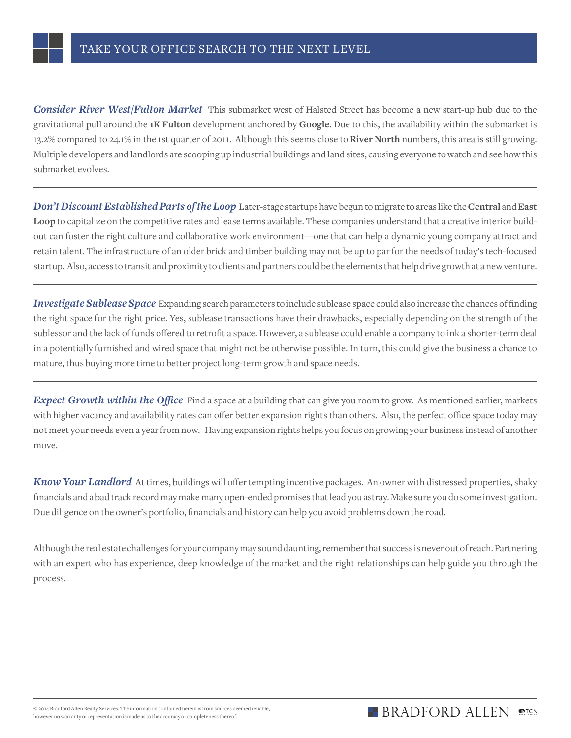# TAKE YOUR OFFICE SEARCH TO THE NEXT LEVEL

***Consider River West/Fulton Market*** This submarket west of Halsted Street has become a new start-up hub due to the gravitational pull around the **1K Fulton** development anchored by **Google**. Due to this, the availability within the submarket is 13.2% compared to 24.1% in the 1st quarter of 2011. Although this seems close to **River North** numbers, this area is still growing. Multiple developers and landlords are scooping up industrial buildings and land sites, causing everyone to watch and see how this submarket evolves.

---

***Don't Discount Established Parts of the Loop*** Later-stage startups have begun to migrate to areas like the **Central** and **East Loop** to capitalize on the competitive rates and lease terms available. These companies understand that a creative interior build-out can foster the right culture and collaborative work environment—one that can help a dynamic young company attract and retain talent. The infrastructure of an older brick and timber building may not be up to par for the needs of today's tech-focused startup. Also, access to transit and proximity to clients and partners could be the elements that help drive growth at a new venture.

---

***Investigate Sublease Space*** Expanding search parameters to include sublease space could also increase the chances of finding the right space for the right price. Yes, sublease transactions have their drawbacks, especially depending on the strength of the sublessor and the lack of funds offered to retrofit a space. However, a sublease could enable a company to ink a shorter-term deal in a potentially furnished and wired space that might not be otherwise possible. In turn, this could give the business a chance to mature, thus buying more time to better project long-term growth and space needs.

---

***Expect Growth within the Office*** Find a space at a building that can give you room to grow. As mentioned earlier, markets with higher vacancy and availability rates can offer better expansion rights than others. Also, the perfect office space today may not meet your needs even a year from now. Having expansion rights helps you focus on growing your business instead of another move.

---

***Know Your Landlord*** At times, buildings will offer tempting incentive packages. An owner with distressed properties, shaky financials and a bad track record may make many open-ended promises that lead you astray. Make sure you do some investigation. Due diligence on the owner's portfolio, financials and history can help you avoid problems down the road.

---

Although the real estate challenges for your company may sound daunting, remember that success is never out of reach. Partnering with an expert who has experience, deep knowledge of the market and the right relationships can help guide you through the process.

---

© 2014 Bradford Allen Realty Services. The information contained herein is from sources deemed reliable, however no warranty or representation is made as to the accuracy or completeness thereof.

BRADFORD ALLEN TCN